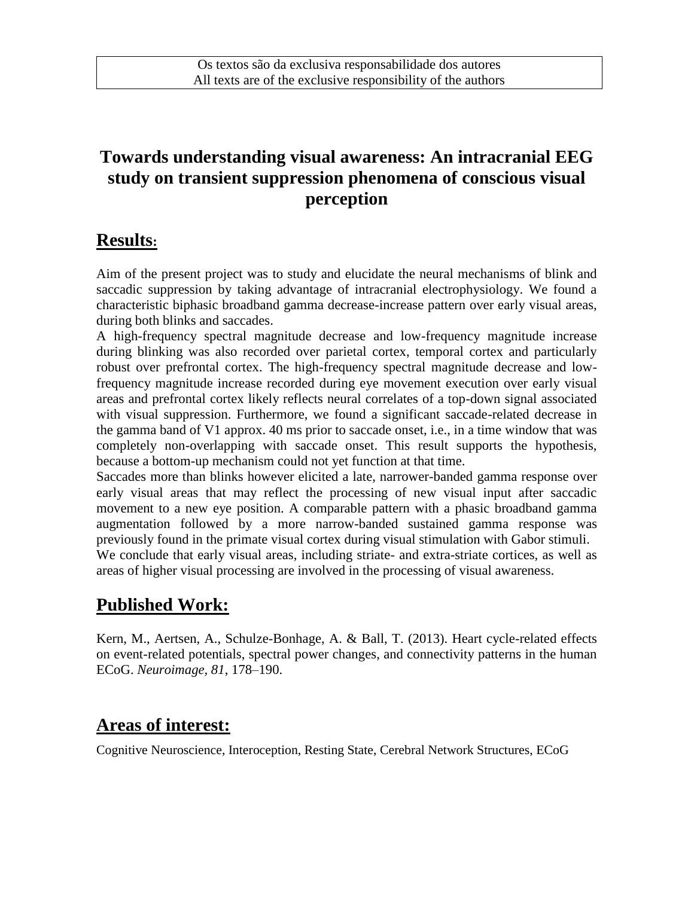Os textos são da exclusiva responsabilidade dos autores
All texts are of the exclusive responsibility of the authors

# Towards understanding visual awareness: An intracranial EEG study on transient suppression phenomena of conscious visual perception

## Results:

Aim of the present project was to study and elucidate the neural mechanisms of blink and saccadic suppression by taking advantage of intracranial electrophysiology. We found a characteristic biphasic broadband gamma decrease-increase pattern over early visual areas, during both blinks and saccades.
A high-frequency spectral magnitude decrease and low-frequency magnitude increase during blinking was also recorded over parietal cortex, temporal cortex and particularly robust over prefrontal cortex. The high-frequency spectral magnitude decrease and low-frequency magnitude increase recorded during eye movement execution over early visual areas and prefrontal cortex likely reflects neural correlates of a top-down signal associated with visual suppression. Furthermore, we found a significant saccade-related decrease in the gamma band of V1 approx. 40 ms prior to saccade onset, i.e., in a time window that was completely non-overlapping with saccade onset. This result supports the hypothesis, because a bottom-up mechanism could not yet function at that time.
Saccades more than blinks however elicited a late, narrower-banded gamma response over early visual areas that may reflect the processing of new visual input after saccadic movement to a new eye position. A comparable pattern with a phasic broadband gamma augmentation followed by a more narrow-banded sustained gamma response was previously found in the primate visual cortex during visual stimulation with Gabor stimuli.
We conclude that early visual areas, including striate- and extra-striate cortices, as well as areas of higher visual processing are involved in the processing of visual awareness.

## Published Work:

Kern, M., Aertsen, A., Schulze-Bonhage, A. & Ball, T. (2013). Heart cycle-related effects on event-related potentials, spectral power changes, and connectivity patterns in the human ECoG. *Neuroimage, 81*, 178–190.

## Areas of interest:

Cognitive Neuroscience, Interoception, Resting State, Cerebral Network Structures, ECoG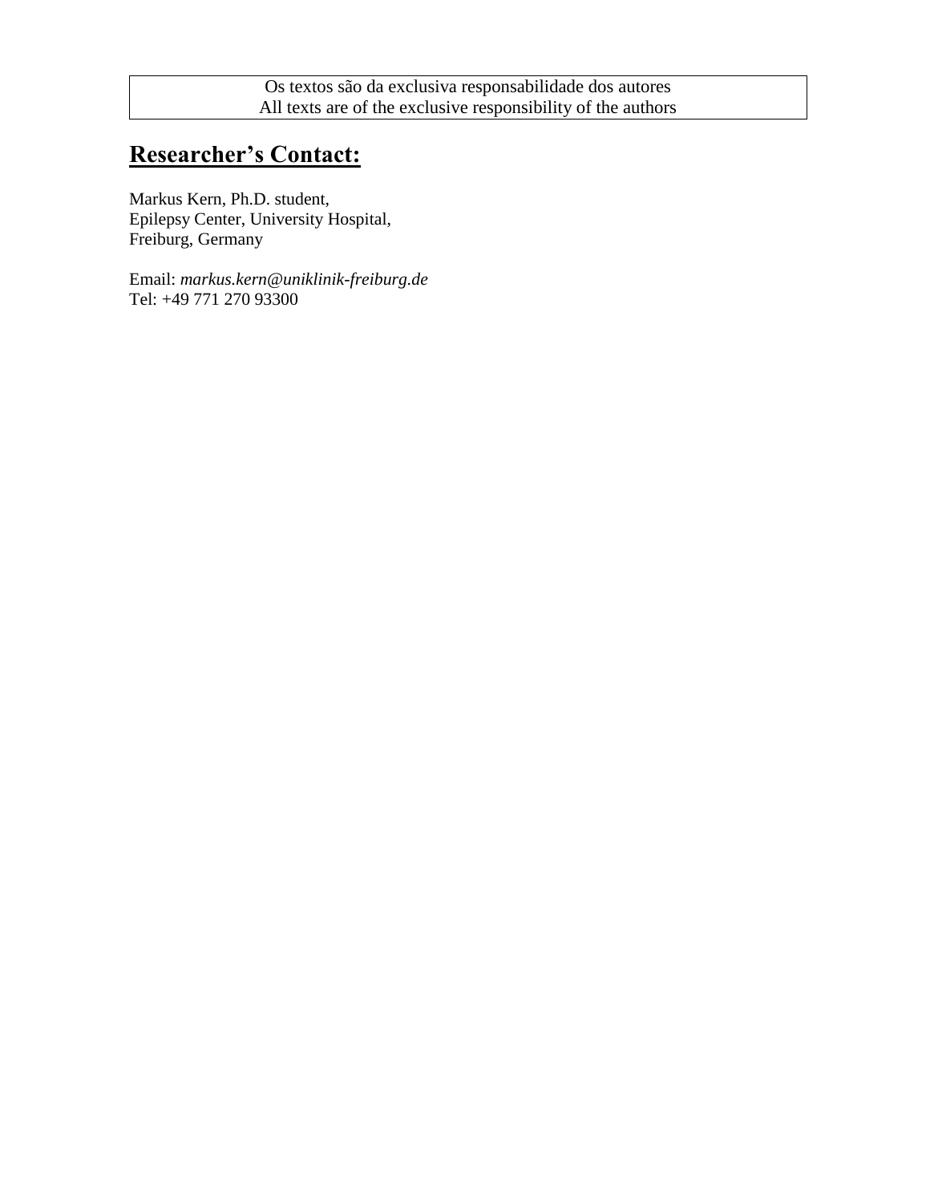| Os textos são da exclusiva responsabilidade dos autores<br>All texts are of the exclusive responsibility of the authors |
|---|

## **Researcher's Contact:**

Markus Kern, Ph.D. student,
Epilepsy Center, University Hospital,
Freiburg, Germany

Email: *markus.kern@uniklinik-freiburg.de*
Tel: +49 771 270 93300